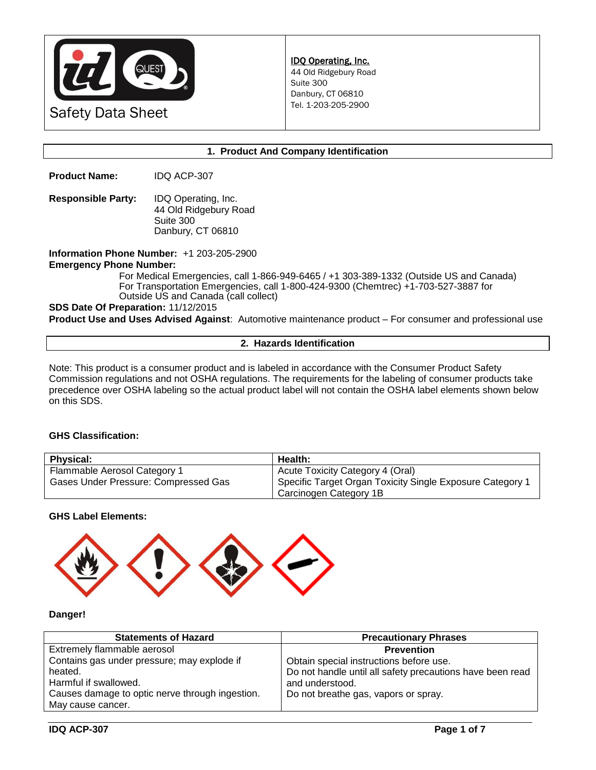Safety Data Sheet

**IDQ Operating, Inc.**
44 Old Ridgebury Road
Suite 300
Danbury, CT 06810
Tel. 1-203-205-2900

## 1. Product And Company Identification

**Product Name:** IDQ ACP-307

**Responsible Party:** IDQ Operating, Inc.
44 Old Ridgebury Road
Suite 300
Danbury, CT 06810

**Information Phone Number:** +1 203-205-2900

**Emergency Phone Number:**

For Medical Emergencies, call 1-866-949-6465 / +1 303-389-1332 (Outside US and Canada)
For Transportation Emergencies, call 1-800-424-9300 (Chemtrec) +1-703-527-3887 for Outside US and Canada (call collect)

**SDS Date Of Preparation:** 11/12/2015

**Product Use and Uses Advised Against**: Automotive maintenance product – For consumer and professional use

## 2. Hazards Identification

Note: This product is a consumer product and is labeled in accordance with the Consumer Product Safety Commission regulations and not OSHA regulations. The requirements for the labeling of consumer products take precedence over OSHA labeling so the actual product label will not contain the OSHA label elements shown below on this SDS.

**GHS Classification:**

| Physical: | Health: |
|---|---|
| Flammable Aerosol Category 1<br>Gases Under Pressure: Compressed Gas | Acute Toxicity Category 4 (Oral)<br>Specific Target Organ Toxicity Single Exposure Category 1<br>Carcinogen Category 1B |

**GHS Label Elements:**

**Danger!**

| Statements of Hazard | Precautionary Phrases |
|---|---|
| Extremely flammable aerosol<br>Contains gas under pressure; may explode if heated.<br>Harmful if swallowed.<br>Causes damage to optic nerve through ingestion.<br>May cause cancer. | **Prevention**<br>Obtain special instructions before use.<br>Do not handle until all safety precautions have been read and understood.<br>Do not breathe gas, vapors or spray. |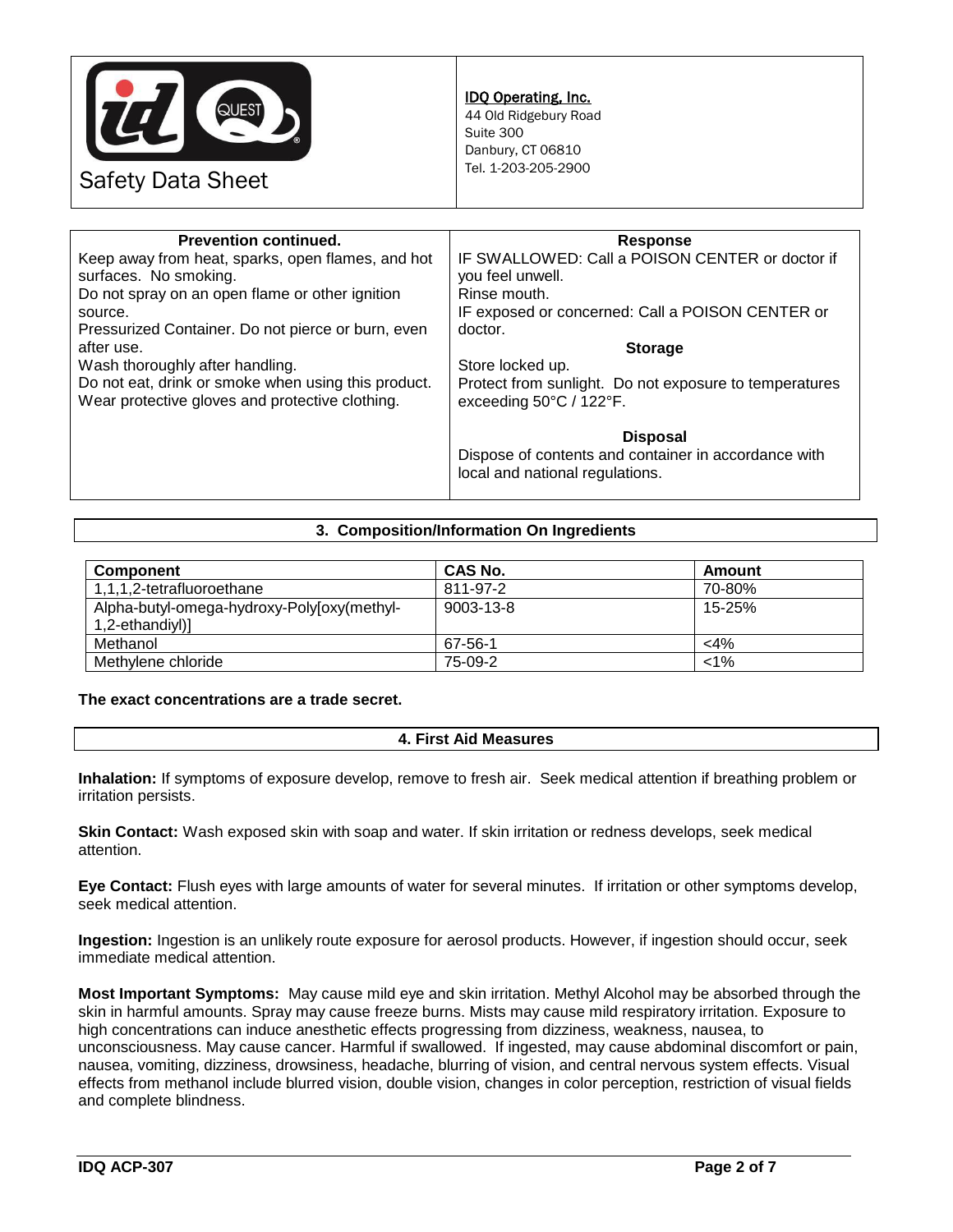**Safety Data Sheet**

**IDQ Operating, Inc.**
44 Old Ridgebury Road
Suite 300
Danbury, CT 06810
Tel. 1-203-205-2900

**Prevention continued.**

Keep away from heat, sparks, open flames, and hot surfaces. No smoking.
Do not spray on an open flame or other ignition source.
Pressurized Container. Do not pierce or burn, even after use.
Wash thoroughly after handling.
Do not eat, drink or smoke when using this product.
Wear protective gloves and protective clothing.

**Response**

IF SWALLOWED: Call a POISON CENTER or doctor if you feel unwell.
Rinse mouth.
IF exposed or concerned: Call a POISON CENTER or doctor.

**Storage**

Store locked up.
Protect from sunlight. Do not exposure to temperatures exceeding 50°C / 122°F.

**Disposal**

Dispose of contents and container in accordance with local and national regulations.

## 3. Composition/Information On Ingredients

| Component | CAS No. | Amount |
|---|---|---|
| 1,1,1,2-tetrafluoroethane | 811-97-2 | 70-80% |
| Alpha-butyl-omega-hydroxy-Poly[oxy(methyl-1,2-ethandiyl)] | 9003-13-8 | 15-25% |
| Methanol | 67-56-1 | <4% |
| Methylene chloride | 75-09-2 | <1% |

**The exact concentrations are a trade secret.**

## 4. First Aid Measures

**Inhalation:** If symptoms of exposure develop, remove to fresh air. Seek medical attention if breathing problem or irritation persists.

**Skin Contact:** Wash exposed skin with soap and water. If skin irritation or redness develops, seek medical attention.

**Eye Contact:** Flush eyes with large amounts of water for several minutes. If irritation or other symptoms develop, seek medical attention.

**Ingestion:** Ingestion is an unlikely route exposure for aerosol products. However, if ingestion should occur, seek immediate medical attention.

**Most Important Symptoms:** May cause mild eye and skin irritation. Methyl Alcohol may be absorbed through the skin in harmful amounts. Spray may cause freeze burns. Mists may cause mild respiratory irritation. Exposure to high concentrations can induce anesthetic effects progressing from dizziness, weakness, nausea, to unconsciousness. May cause cancer. Harmful if swallowed. If ingested, may cause abdominal discomfort or pain, nausea, vomiting, dizziness, drowsiness, headache, blurring of vision, and central nervous system effects. Visual effects from methanol include blurred vision, double vision, changes in color perception, restriction of visual fields and complete blindness.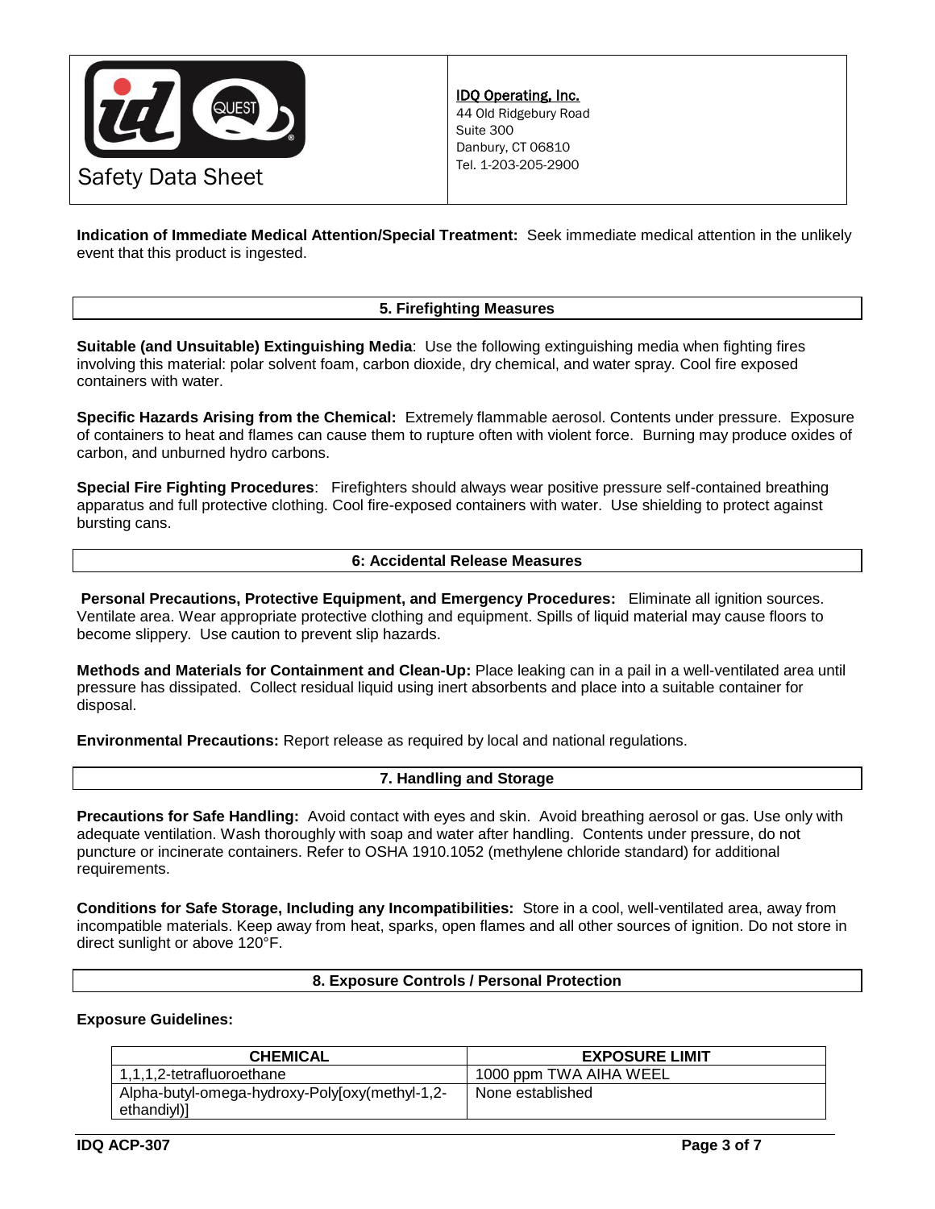**Indication of Immediate Medical Attention/Special Treatment:** Seek immediate medical attention in the unlikely event that this product is ingested.

## 5. Firefighting Measures

**Suitable (and Unsuitable) Extinguishing Media**: Use the following extinguishing media when fighting fires involving this material: polar solvent foam, carbon dioxide, dry chemical, and water spray. Cool fire exposed containers with water.

**Specific Hazards Arising from the Chemical:** Extremely flammable aerosol. Contents under pressure. Exposure of containers to heat and flames can cause them to rupture often with violent force. Burning may produce oxides of carbon, and unburned hydro carbons.

**Special Fire Fighting Procedures**: Firefighters should always wear positive pressure self-contained breathing apparatus and full protective clothing. Cool fire-exposed containers with water. Use shielding to protect against bursting cans.

## 6: Accidental Release Measures

**Personal Precautions, Protective Equipment, and Emergency Procedures:** Eliminate all ignition sources. Ventilate area. Wear appropriate protective clothing and equipment. Spills of liquid material may cause floors to become slippery. Use caution to prevent slip hazards.

**Methods and Materials for Containment and Clean-Up:** Place leaking can in a pail in a well-ventilated area until pressure has dissipated. Collect residual liquid using inert absorbents and place into a suitable container for disposal.

**Environmental Precautions:** Report release as required by local and national regulations.

## 7. Handling and Storage

**Precautions for Safe Handling:** Avoid contact with eyes and skin. Avoid breathing aerosol or gas. Use only with adequate ventilation. Wash thoroughly with soap and water after handling. Contents under pressure, do not puncture or incinerate containers. Refer to OSHA 1910.1052 (methylene chloride standard) for additional requirements.

**Conditions for Safe Storage, Including any Incompatibilities:** Store in a cool, well-ventilated area, away from incompatible materials. Keep away from heat, sparks, open flames and all other sources of ignition. Do not store in direct sunlight or above 120°F.

## 8. Exposure Controls / Personal Protection

**Exposure Guidelines:**

| CHEMICAL | EXPOSURE LIMIT |
|---|---|
| 1,1,1,2-tetrafluoroethane | 1000 ppm TWA AIHA WEEL |
| Alpha-butyl-omega-hydroxy-Poly[oxy(methyl-1,2-ethandiyl)] | None established |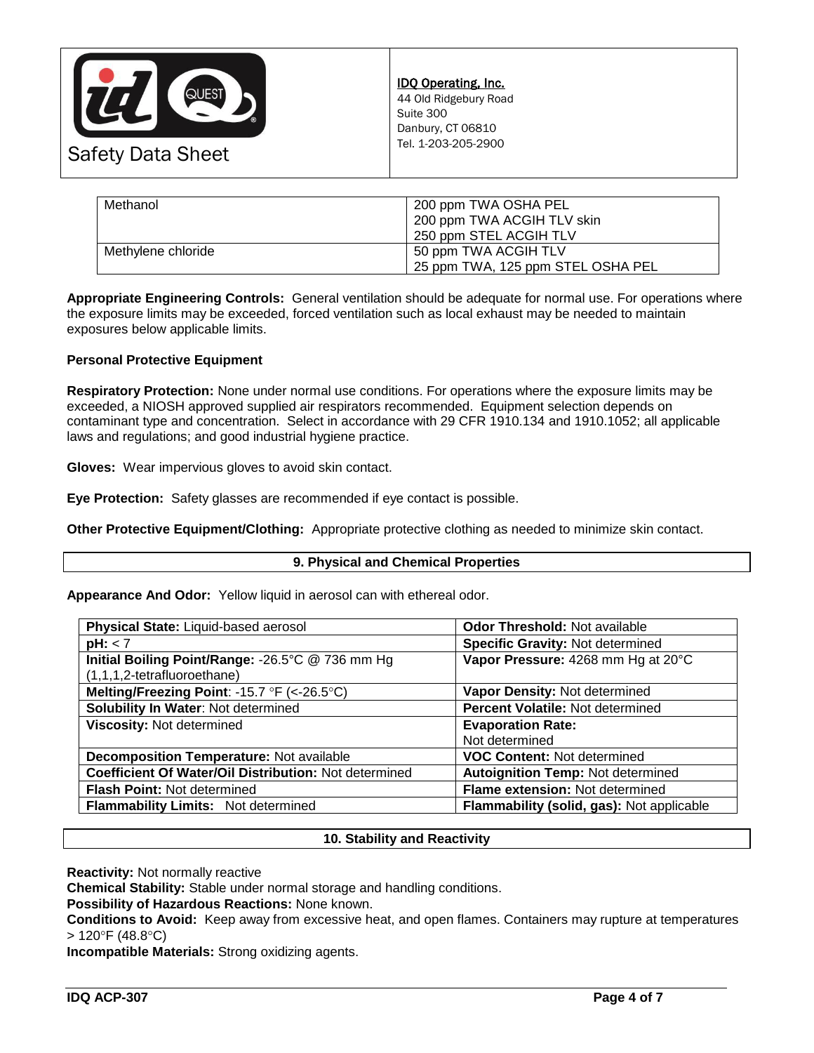| Methanol | 200 ppm TWA OSHA PEL<br>200 ppm TWA ACGIH TLV skin<br>250 ppm STEL ACGIH TLV |
|---|---|
| Methylene chloride | 50 ppm TWA ACGIH TLV<br>25 ppm TWA, 125 ppm STEL OSHA PEL |

**Appropriate Engineering Controls:** General ventilation should be adequate for normal use. For operations where the exposure limits may be exceeded, forced ventilation such as local exhaust may be needed to maintain exposures below applicable limits.

**Personal Protective Equipment**

**Respiratory Protection:** None under normal use conditions. For operations where the exposure limits may be exceeded, a NIOSH approved supplied air respirators recommended. Equipment selection depends on contaminant type and concentration. Select in accordance with 29 CFR 1910.134 and 1910.1052; all applicable laws and regulations; and good industrial hygiene practice.

**Gloves:** Wear impervious gloves to avoid skin contact.

**Eye Protection:** Safety glasses are recommended if eye contact is possible.

**Other Protective Equipment/Clothing:** Appropriate protective clothing as needed to minimize skin contact.

## 9. Physical and Chemical Properties

**Appearance And Odor:** Yellow liquid in aerosol can with ethereal odor.

| | |
|---|---|
| **Physical State:** Liquid-based aerosol | **Odor Threshold:** Not available |
| **pH:** < 7 | **Specific Gravity:** Not determined |
| **Initial Boiling Point/Range:** -26.5°C @ 736 mm Hg (1,1,1,2-tetrafluoroethane) | **Vapor Pressure:** 4268 mm Hg at 20°C |
| **Melting/Freezing Point**: -15.7 °F (<-26.5°C) | **Vapor Density:** Not determined |
| **Solubility In Water**: Not determined | **Percent Volatile:** Not determined |
| **Viscosity:** Not determined | **Evaporation Rate:** Not determined |
| **Decomposition Temperature:** Not available | **VOC Content:** Not determined |
| **Coefficient Of Water/Oil Distribution:** Not determined | **Autoignition Temp:** Not determined |
| **Flash Point:** Not determined | **Flame extension:** Not determined |
| **Flammability Limits:** Not determined | **Flammability (solid, gas):** Not applicable |

## 10. Stability and Reactivity

**Reactivity:** Not normally reactive
**Chemical Stability:** Stable under normal storage and handling conditions.
**Possibility of Hazardous Reactions:** None known.
**Conditions to Avoid:** Keep away from excessive heat, and open flames. Containers may rupture at temperatures > 120°F (48.8°C)
**Incompatible Materials:** Strong oxidizing agents.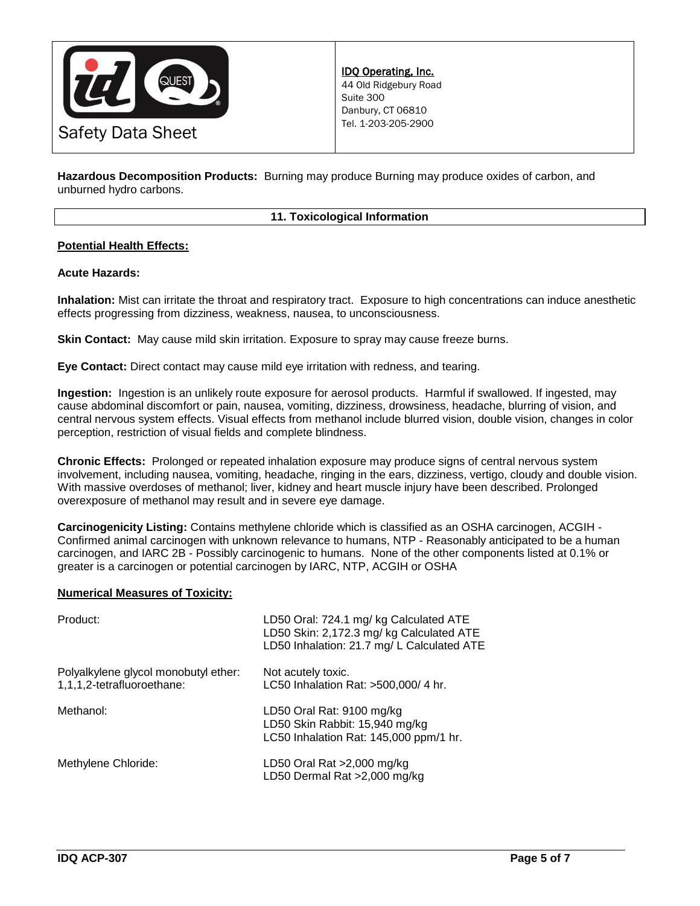**Hazardous Decomposition Products:** Burning may produce Burning may produce oxides of carbon, and unburned hydro carbons.

## 11. Toxicological Information

**Potential Health Effects:**

**Acute Hazards:**

**Inhalation:** Mist can irritate the throat and respiratory tract. Exposure to high concentrations can induce anesthetic effects progressing from dizziness, weakness, nausea, to unconsciousness.

**Skin Contact:** May cause mild skin irritation. Exposure to spray may cause freeze burns.

**Eye Contact:** Direct contact may cause mild eye irritation with redness, and tearing.

**Ingestion:** Ingestion is an unlikely route exposure for aerosol products. Harmful if swallowed. If ingested, may cause abdominal discomfort or pain, nausea, vomiting, dizziness, drowsiness, headache, blurring of vision, and central nervous system effects. Visual effects from methanol include blurred vision, double vision, changes in color perception, restriction of visual fields and complete blindness.

**Chronic Effects:** Prolonged or repeated inhalation exposure may produce signs of central nervous system involvement, including nausea, vomiting, headache, ringing in the ears, dizziness, vertigo, cloudy and double vision. With massive overdoses of methanol; liver, kidney and heart muscle injury have been described. Prolonged overexposure of methanol may result and in severe eye damage.

**Carcinogenicity Listing:** Contains methylene chloride which is classified as an OSHA carcinogen, ACGIH - Confirmed animal carcinogen with unknown relevance to humans, NTP - Reasonably anticipated to be a human carcinogen, and IARC 2B - Possibly carcinogenic to humans. None of the other components listed at 0.1% or greater is a carcinogen or potential carcinogen by IARC, NTP, ACGIH or OSHA

**Numerical Measures of Toxicity:**

| | |
|---|---|
| Product: | LD50 Oral: 724.1 mg/ kg Calculated ATE<br>LD50 Skin: 2,172.3 mg/ kg Calculated ATE<br>LD50 Inhalation: 21.7 mg/ L Calculated ATE |
| Polyalkylene glycol monobutyl ether: | Not acutely toxic. |
| 1,1,1,2-tetrafluoroethane: | LC50 Inhalation Rat: >500,000/ 4 hr. |
| Methanol: | LD50 Oral Rat: 9100 mg/kg<br>LD50 Skin Rabbit: 15,940 mg/kg<br>LC50 Inhalation Rat: 145,000 ppm/1 hr. |
| Methylene Chloride: | LD50 Oral Rat >2,000 mg/kg<br>LD50 Dermal Rat >2,000 mg/kg |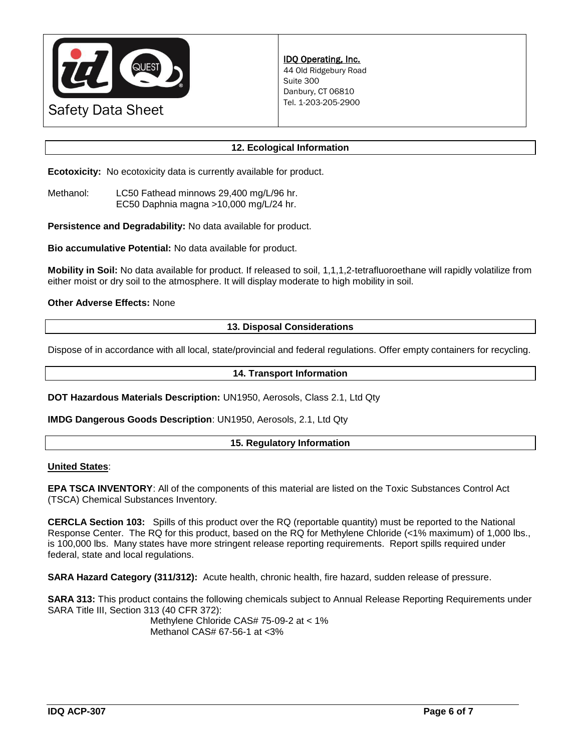## 12. Ecological Information

**Ecotoxicity:** No ecotoxicity data is currently available for product.

Methanol: LC50 Fathead minnows 29,400 mg/L/96 hr.
EC50 Daphnia magna >10,000 mg/L/24 hr.

**Persistence and Degradability:** No data available for product.

**Bio accumulative Potential:** No data available for product.

**Mobility in Soil:** No data available for product. If released to soil, 1,1,1,2-tetrafluoroethane will rapidly volatilize from either moist or dry soil to the atmosphere. It will display moderate to high mobility in soil.

**Other Adverse Effects:** None

## 13. Disposal Considerations

Dispose of in accordance with all local, state/provincial and federal regulations. Offer empty containers for recycling.

## 14. Transport Information

**DOT Hazardous Materials Description:** UN1950, Aerosols, Class 2.1, Ltd Qty

**IMDG Dangerous Goods Description**: UN1950, Aerosols, 2.1, Ltd Qty

## 15. Regulatory Information

**United States**:

**EPA TSCA INVENTORY**: All of the components of this material are listed on the Toxic Substances Control Act (TSCA) Chemical Substances Inventory.

**CERCLA Section 103:** Spills of this product over the RQ (reportable quantity) must be reported to the National Response Center. The RQ for this product, based on the RQ for Methylene Chloride (<1% maximum) of 1,000 lbs., is 100,000 lbs. Many states have more stringent release reporting requirements. Report spills required under federal, state and local regulations.

**SARA Hazard Category (311/312):** Acute health, chronic health, fire hazard, sudden release of pressure.

**SARA 313:** This product contains the following chemicals subject to Annual Release Reporting Requirements under SARA Title III, Section 313 (40 CFR 372):

Methylene Chloride CAS# 75-09-2 at < 1%
Methanol CAS# 67-56-1 at <3%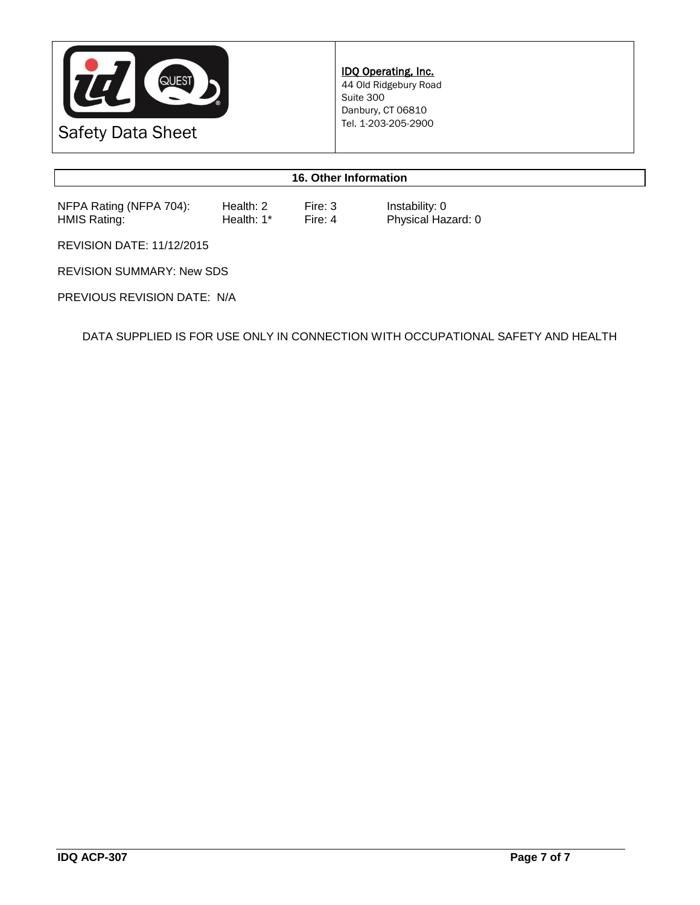Safety Data Sheet

**IDQ Operating, Inc.**
44 Old Ridgebury Road
Suite 300
Danbury, CT 06810
Tel. 1-203-205-2900

## 16. Other Information

| | | | |
|---|---|---|---|
| NFPA Rating (NFPA 704): | Health: 2 | Fire: 3 | Instability: 0 |
| HMIS Rating: | Health: 1* | Fire: 4 | Physical Hazard: 0 |

REVISION DATE: 11/12/2015

REVISION SUMMARY: New SDS

PREVIOUS REVISION DATE: N/A

DATA SUPPLIED IS FOR USE ONLY IN CONNECTION WITH OCCUPATIONAL SAFETY AND HEALTH

**IDQ ACP-307**